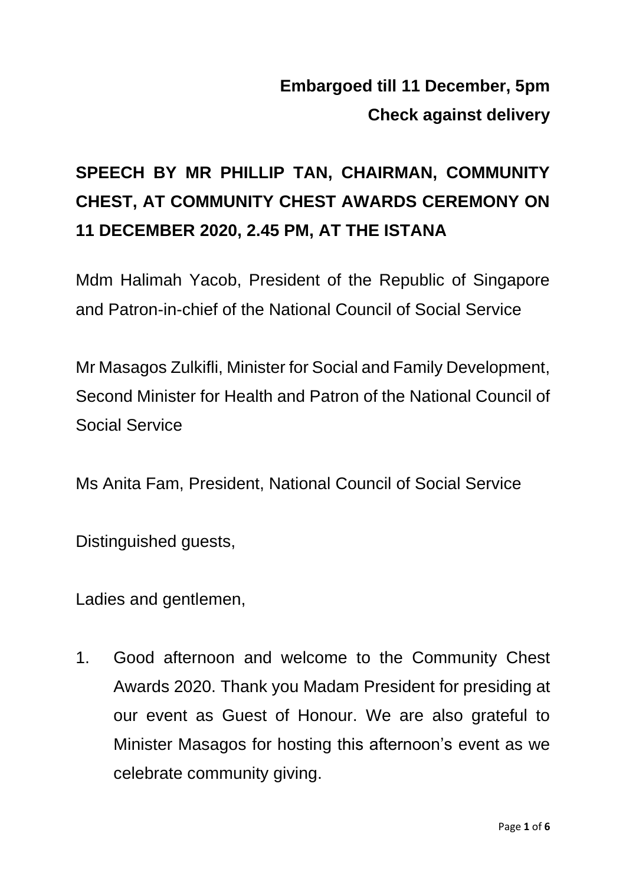**Embargoed till 11 December, 5pm**

**Check against delivery**

# SPEECH BY MR PHILLIP TAN, CHAIRMAN, COMMUNITY CHEST, AT COMMUNITY CHEST AWARDS CEREMONY ON 11 DECEMBER 2020, 2.45 PM, AT THE ISTANA

Mdm Halimah Yacob, President of the Republic of Singapore and Patron-in-chief of the National Council of Social Service

Mr Masagos Zulkifli, Minister for Social and Family Development, Second Minister for Health and Patron of the National Council of Social Service

Ms Anita Fam, President, National Council of Social Service

Distinguished guests,

Ladies and gentlemen,

1. Good afternoon and welcome to the Community Chest Awards 2020. Thank you Madam President for presiding at our event as Guest of Honour. We are also grateful to Minister Masagos for hosting this afternoon's event as we celebrate community giving.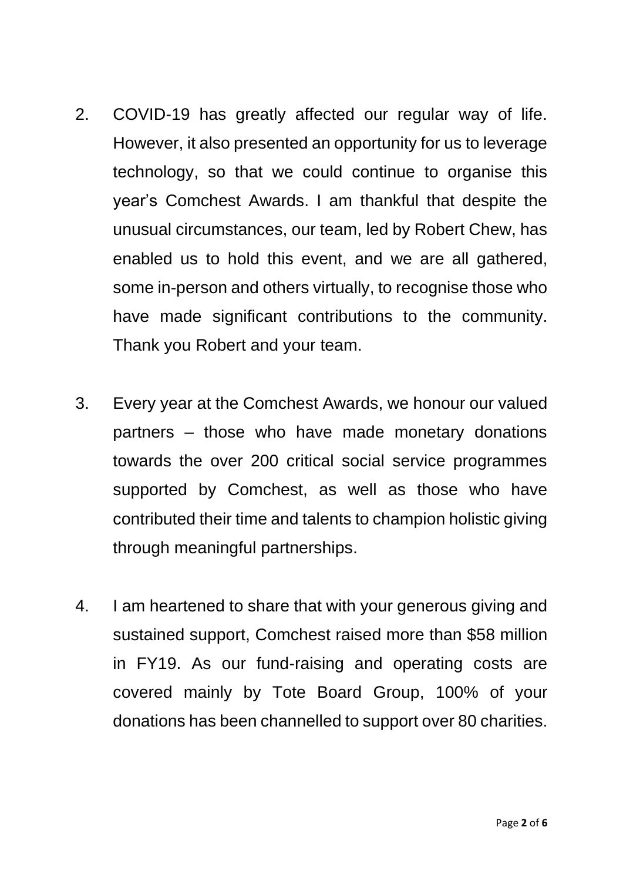2. COVID-19 has greatly affected our regular way of life. However, it also presented an opportunity for us to leverage technology, so that we could continue to organise this year's Comchest Awards. I am thankful that despite the unusual circumstances, our team, led by Robert Chew, has enabled us to hold this event, and we are all gathered, some in-person and others virtually, to recognise those who have made significant contributions to the community. Thank you Robert and your team.

3. Every year at the Comchest Awards, we honour our valued partners – those who have made monetary donations towards the over 200 critical social service programmes supported by Comchest, as well as those who have contributed their time and talents to champion holistic giving through meaningful partnerships.

4. I am heartened to share that with your generous giving and sustained support, Comchest raised more than $58 million in FY19. As our fund-raising and operating costs are covered mainly by Tote Board Group, 100% of your donations has been channelled to support over 80 charities.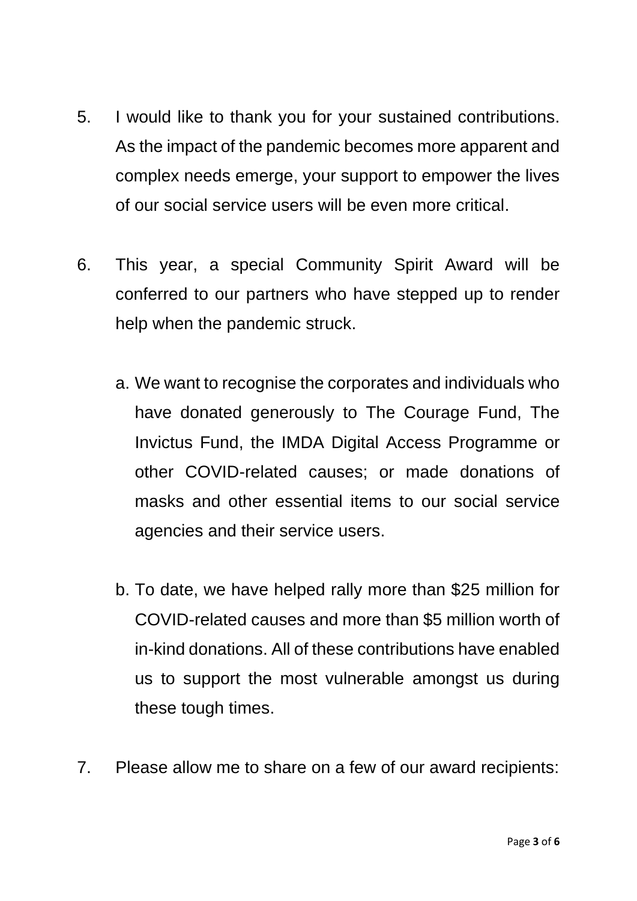5. I would like to thank you for your sustained contributions. As the impact of the pandemic becomes more apparent and complex needs emerge, your support to empower the lives of our social service users will be even more critical.

6. This year, a special Community Spirit Award will be conferred to our partners who have stepped up to render help when the pandemic struck.

   a. We want to recognise the corporates and individuals who have donated generously to The Courage Fund, The Invictus Fund, the IMDA Digital Access Programme or other COVID-related causes; or made donations of masks and other essential items to our social service agencies and their service users.

   b. To date, we have helped rally more than $25 million for COVID-related causes and more than $5 million worth of in-kind donations. All of these contributions have enabled us to support the most vulnerable amongst us during these tough times.

7. Please allow me to share on a few of our award recipients: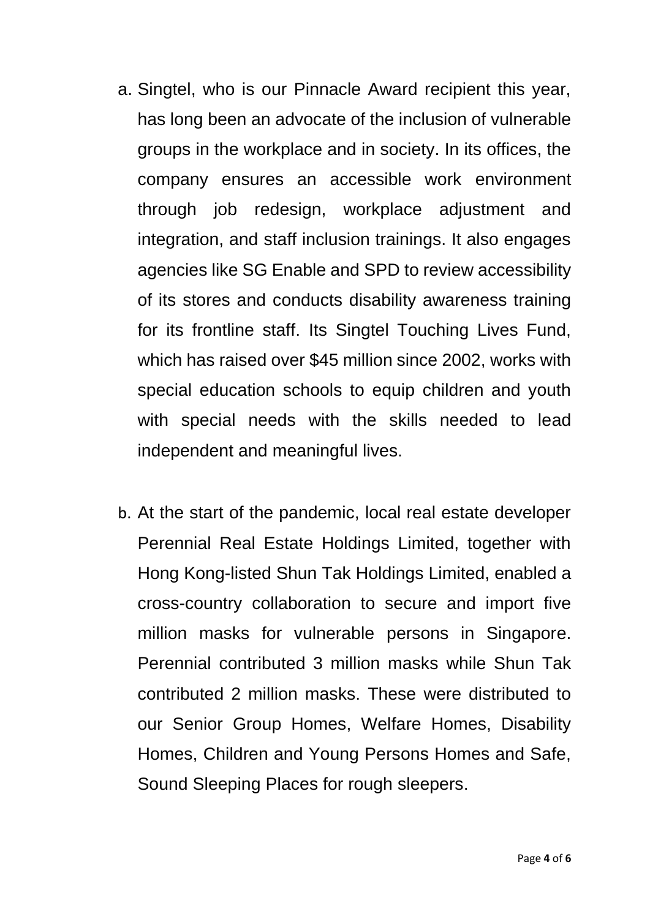a. Singtel, who is our Pinnacle Award recipient this year, has long been an advocate of the inclusion of vulnerable groups in the workplace and in society. In its offices, the company ensures an accessible work environment through job redesign, workplace adjustment and integration, and staff inclusion trainings. It also engages agencies like SG Enable and SPD to review accessibility of its stores and conducts disability awareness training for its frontline staff. Its Singtel Touching Lives Fund, which has raised over $45 million since 2002, works with special education schools to equip children and youth with special needs with the skills needed to lead independent and meaningful lives.

b. At the start of the pandemic, local real estate developer Perennial Real Estate Holdings Limited, together with Hong Kong-listed Shun Tak Holdings Limited, enabled a cross-country collaboration to secure and import five million masks for vulnerable persons in Singapore. Perennial contributed 3 million masks while Shun Tak contributed 2 million masks. These were distributed to our Senior Group Homes, Welfare Homes, Disability Homes, Children and Young Persons Homes and Safe, Sound Sleeping Places for rough sleepers.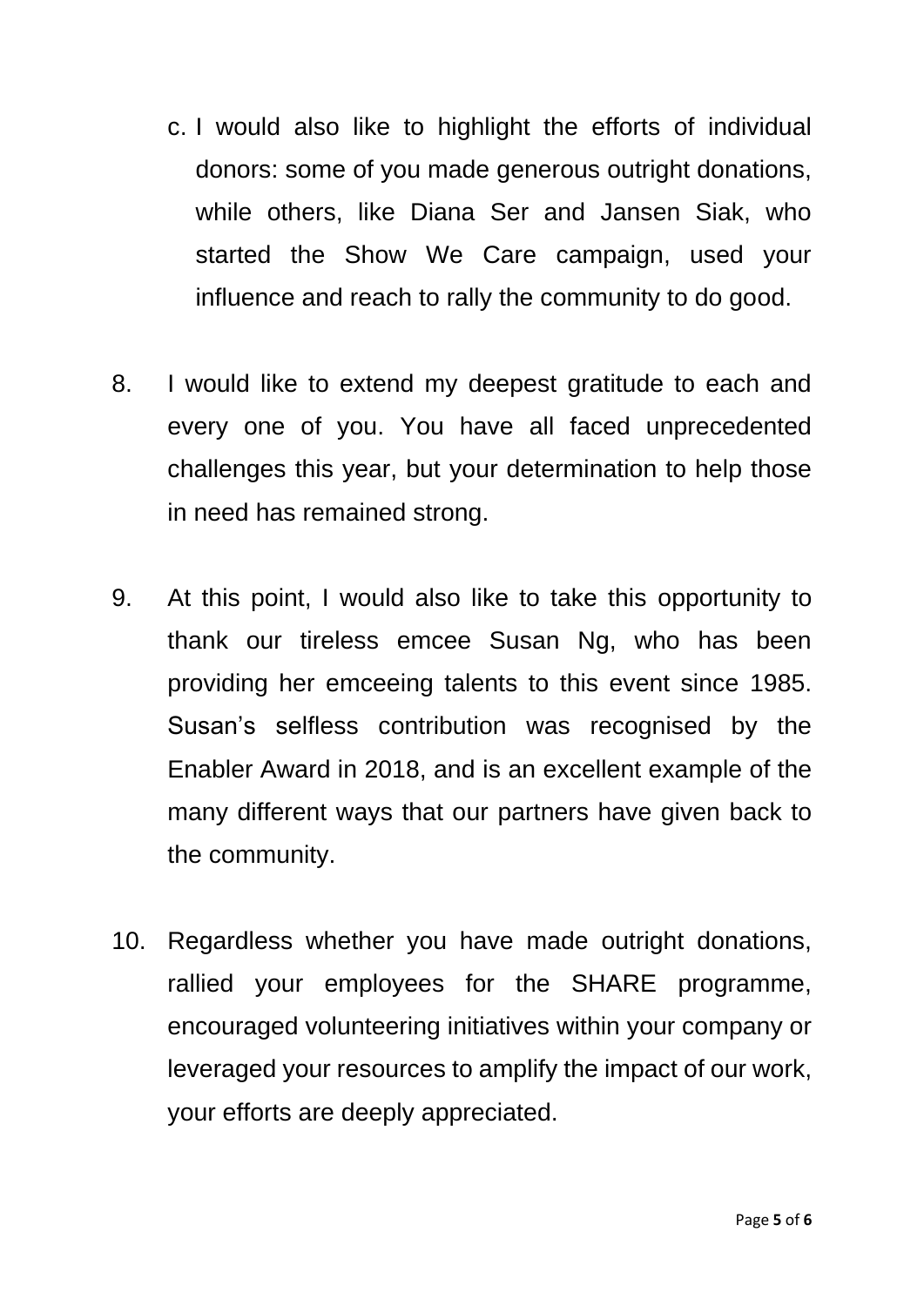c. I would also like to highlight the efforts of individual donors: some of you made generous outright donations, while others, like Diana Ser and Jansen Siak, who started the Show We Care campaign, used your influence and reach to rally the community to do good.

8. I would like to extend my deepest gratitude to each and every one of you. You have all faced unprecedented challenges this year, but your determination to help those in need has remained strong.

9. At this point, I would also like to take this opportunity to thank our tireless emcee Susan Ng, who has been providing her emceeing talents to this event since 1985. Susan's selfless contribution was recognised by the Enabler Award in 2018, and is an excellent example of the many different ways that our partners have given back to the community.

10. Regardless whether you have made outright donations, rallied your employees for the SHARE programme, encouraged volunteering initiatives within your company or leveraged your resources to amplify the impact of our work, your efforts are deeply appreciated.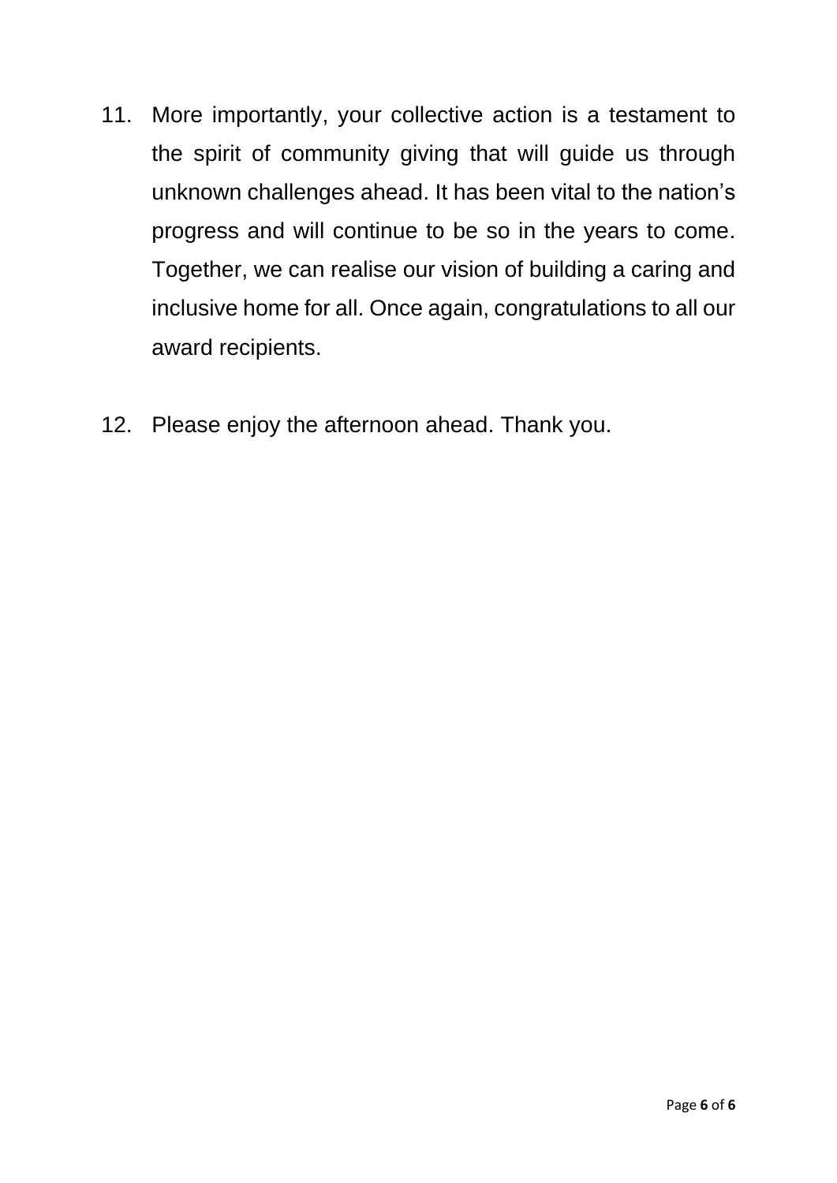11. More importantly, your collective action is a testament to the spirit of community giving that will guide us through unknown challenges ahead. It has been vital to the nation's progress and will continue to be so in the years to come. Together, we can realise our vision of building a caring and inclusive home for all. Once again, congratulations to all our award recipients.

12. Please enjoy the afternoon ahead. Thank you.